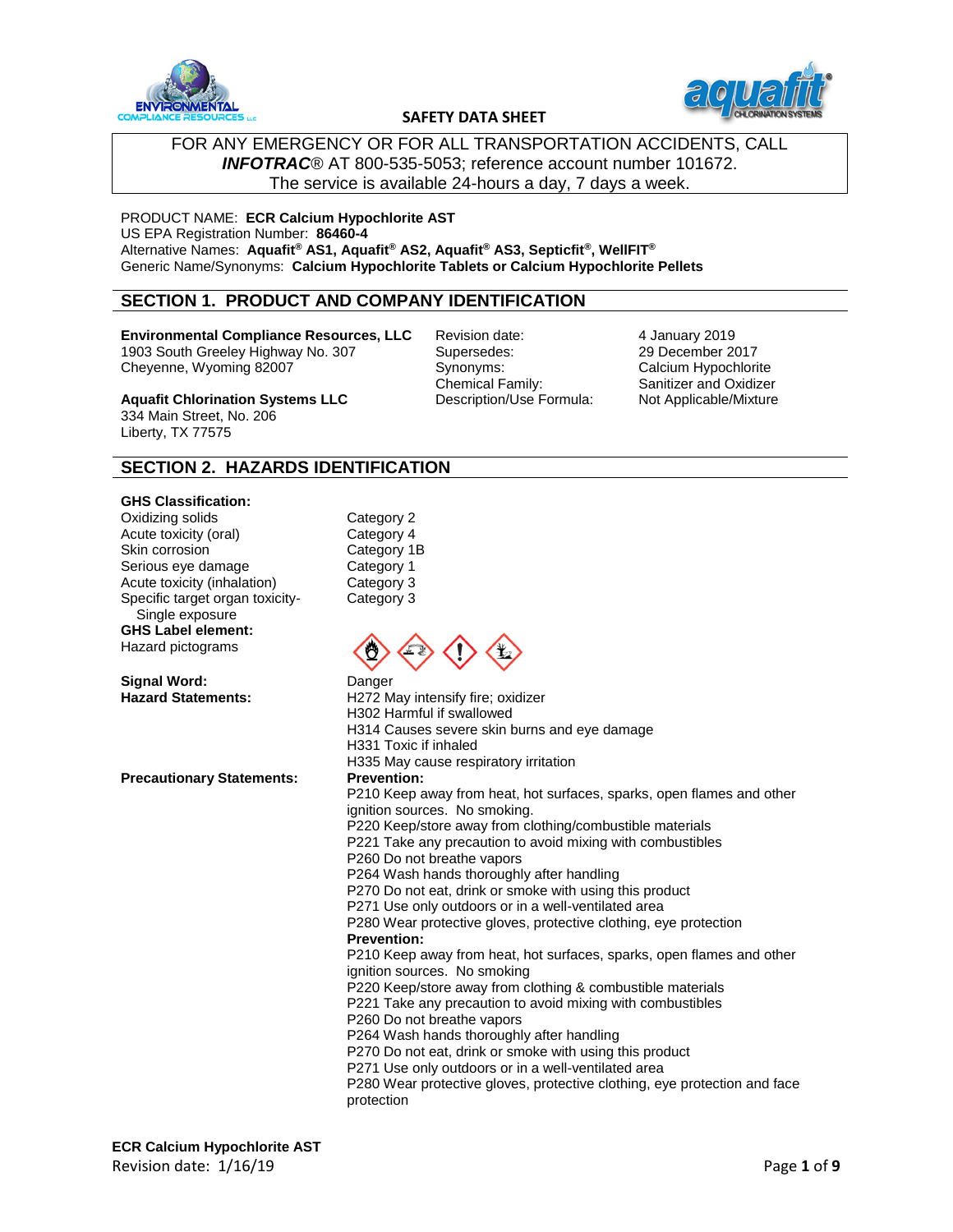**SAFETY DATA SHEET**

FOR ANY EMERGENCY OR FOR ALL TRANSPORTATION ACCIDENTS, CALL ***INFOTRAC***® AT 800-535-5053; reference account number 101672. The service is available 24-hours a day, 7 days a week.

PRODUCT NAME: **ECR Calcium Hypochlorite AST**
US EPA Registration Number: **86460-4**
Alternative Names: **Aquafit® AS1, Aquafit® AS2, Aquafit® AS3, Septicfit®, WellFIT®**
Generic Name/Synonyms: **Calcium Hypochlorite Tablets or Calcium Hypochlorite Pellets**

## SECTION 1. PRODUCT AND COMPANY IDENTIFICATION

**Environmental Compliance Resources, LLC**
1903 South Greeley Highway No. 307
Cheyenne, Wyoming 82007

**Aquafit Chlorination Systems LLC**
334 Main Street, No. 206
Liberty, TX 77575

| | |
|---|---|
| Revision date: | 4 January 2019 |
| Supersedes: | 29 December 2017 |
| Synonyms: | Calcium Hypochlorite |
| Chemical Family: | Sanitizer and Oxidizer |
| Description/Use Formula: | Not Applicable/Mixture |

## SECTION 2. HAZARDS IDENTIFICATION

**GHS Classification:**

| | |
|---|---|
| Oxidizing solids | Category 2 |
| Acute toxicity (oral) | Category 4 |
| Skin corrosion | Category 1B |
| Serious eye damage | Category 1 |
| Acute toxicity (inhalation) | Category 3 |
| Specific target organ toxicity-Single exposure | Category 3 |

**GHS Label element:**
Hazard pictograms

**Signal Word:** Danger

**Hazard Statements:**
H272 May intensify fire; oxidizer
H302 Harmful if swallowed
H314 Causes severe skin burns and eye damage
H331 Toxic if inhaled
H335 May cause respiratory irritation

**Precautionary Statements:**

**Prevention:**
P210 Keep away from heat, hot surfaces, sparks, open flames and other ignition sources. No smoking.
P220 Keep/store away from clothing/combustible materials
P221 Take any precaution to avoid mixing with combustibles
P260 Do not breathe vapors
P264 Wash hands thoroughly after handling
P270 Do not eat, drink or smoke with using this product
P271 Use only outdoors or in a well-ventilated area
P280 Wear protective gloves, protective clothing, eye protection

**Prevention:**
P210 Keep away from heat, hot surfaces, sparks, open flames and other ignition sources. No smoking
P220 Keep/store away from clothing & combustible materials
P221 Take any precaution to avoid mixing with combustibles
P260 Do not breathe vapors
P264 Wash hands thoroughly after handling
P270 Do not eat, drink or smoke with using this product
P271 Use only outdoors or in a well-ventilated area
P280 Wear protective gloves, protective clothing, eye protection and face protection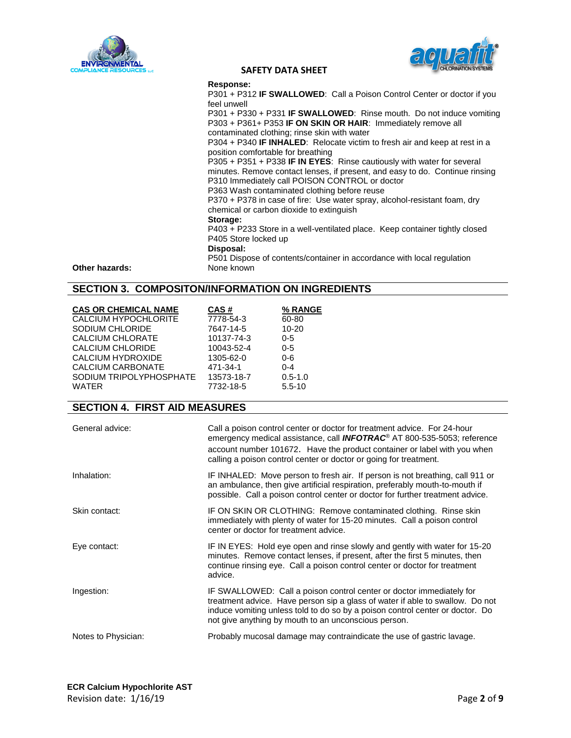**Response:**

P301 + P312 **IF SWALLOWED**: Call a Poison Control Center or doctor if you feel unwell

P301 + P330 + P331 **IF SWALLOWED**: Rinse mouth. Do not induce vomiting

P303 + P361+ P353 **IF ON SKIN OR HAIR**: Immediately remove all contaminated clothing; rinse skin with water

P304 + P340 **IF INHALED**: Relocate victim to fresh air and keep at rest in a position comfortable for breathing

P305 + P351 + P338 **IF IN EYES**: Rinse cautiously with water for several minutes. Remove contact lenses, if present, and easy to do. Continue rinsing

P310 Immediately call POISON CONTROL or doctor

P363 Wash contaminated clothing before reuse

P370 + P378 in case of fire: Use water spray, alcohol-resistant foam, dry chemical or carbon dioxide to extinguish

**Storage:**

P403 + P233 Store in a well-ventilated place. Keep container tightly closed

P405 Store locked up

**Disposal:**

P501 Dispose of contents/container in accordance with local regulation

**Other hazards:** None known

## SECTION 3. COMPOSITON/INFORMATION ON INGREDIENTS

| CAS OR CHEMICAL NAME | CAS # | % RANGE |
|---|---|---|
| CALCIUM HYPOCHLORITE | 7778-54-3 | 60-80 |
| SODIUM CHLORIDE | 7647-14-5 | 10-20 |
| CALCIUM CHLORATE | 10137-74-3 | 0-5 |
| CALCIUM CHLORIDE | 10043-52-4 | 0-5 |
| CALCIUM HYDROXIDE | 1305-62-0 | 0-6 |
| CALCIUM CARBONATE | 471-34-1 | 0-4 |
| SODIUM TRIPOLYPHOSPHATE | 13573-18-7 | 0.5-1.0 |
| WATER | 7732-18-5 | 5.5-10 |

## SECTION 4. FIRST AID MEASURES

General advice: Call a poison control center or doctor for treatment advice. For 24-hour emergency medical assistance, call ***INFOTRAC***® AT 800-535-5053; reference account number 101672. Have the product container or label with you when calling a poison control center or doctor or going for treatment.

Inhalation: IF INHALED: Move person to fresh air. If person is not breathing, call 911 or an ambulance, then give artificial respiration, preferably mouth-to-mouth if possible. Call a poison control center or doctor for further treatment advice.

Skin contact: IF ON SKIN OR CLOTHING: Remove contaminated clothing. Rinse skin immediately with plenty of water for 15-20 minutes. Call a poison control center or doctor for treatment advice.

Eye contact: IF IN EYES: Hold eye open and rinse slowly and gently with water for 15-20 minutes. Remove contact lenses, if present, after the first 5 minutes, then continue rinsing eye. Call a poison control center or doctor for treatment advice.

Ingestion: IF SWALLOWED: Call a poison control center or doctor immediately for treatment advice. Have person sip a glass of water if able to swallow. Do not induce vomiting unless told to do so by a poison control center or doctor. Do not give anything by mouth to an unconscious person.

Notes to Physician: Probably mucosal damage may contraindicate the use of gastric lavage.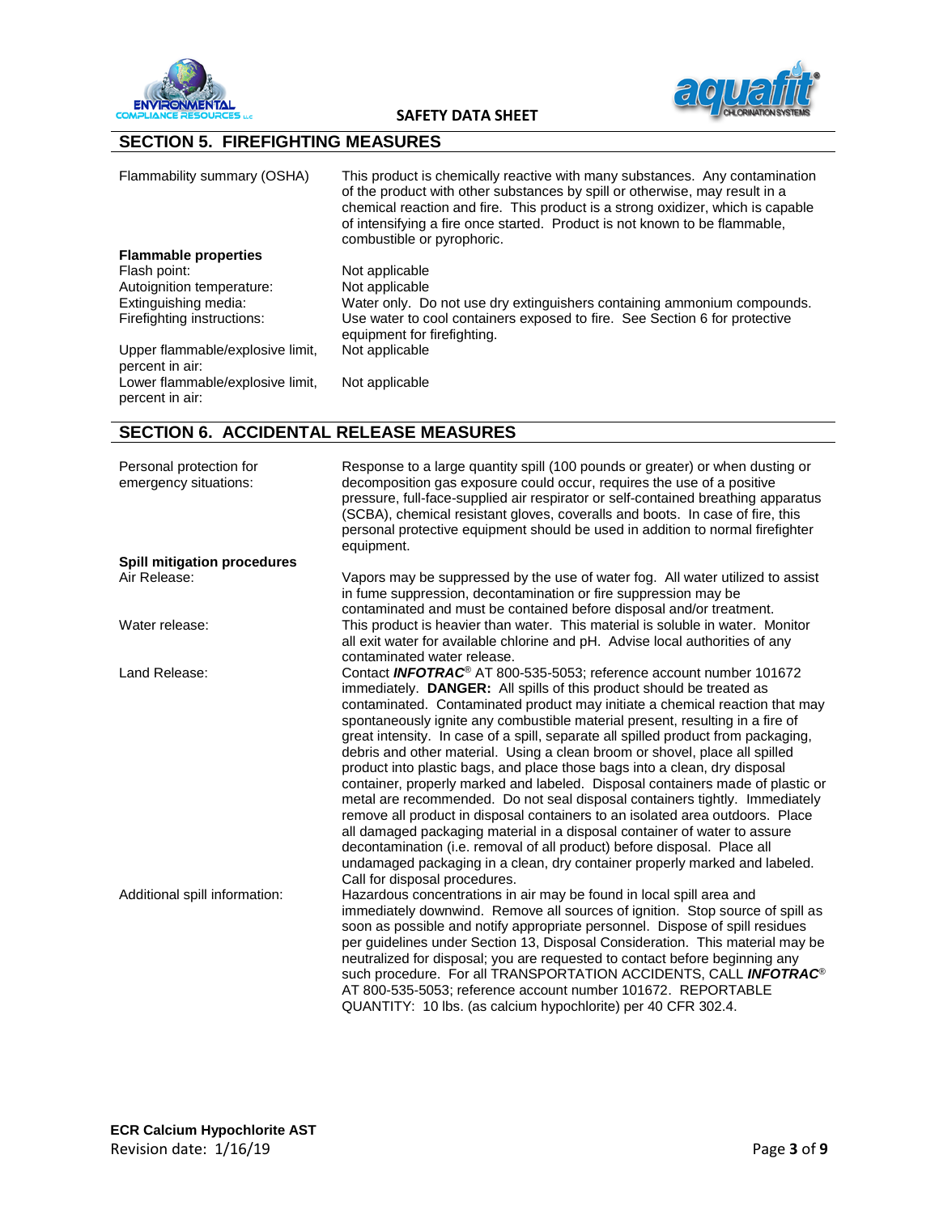## SECTION 5. FIREFIGHTING MEASURES

| | |
|---|---|
| Flammability summary (OSHA) | This product is chemically reactive with many substances. Any contamination of the product with other substances by spill or otherwise, may result in a chemical reaction and fire. This product is a strong oxidizer, which is capable of intensifying a fire once started. Product is not known to be flammable, combustible or pyrophoric. |
| **Flammable properties** | |
| Flash point: | Not applicable |
| Autoignition temperature: | Not applicable |
| Extinguishing media: | Water only. Do not use dry extinguishers containing ammonium compounds. |
| Firefighting instructions: | Use water to cool containers exposed to fire. See Section 6 for protective equipment for firefighting. |
| Upper flammable/explosive limit, percent in air: | Not applicable |
| Lower flammable/explosive limit, percent in air: | Not applicable |

## SECTION 6. ACCIDENTAL RELEASE MEASURES

| | |
|---|---|
| Personal protection for emergency situations: | Response to a large quantity spill (100 pounds or greater) or when dusting or decomposition gas exposure could occur, requires the use of a positive pressure, full-face-supplied air respirator or self-contained breathing apparatus (SCBA), chemical resistant gloves, coveralls and boots. In case of fire, this personal protective equipment should be used in addition to normal firefighter equipment. |
| **Spill mitigation procedures** | |
| Air Release: | Vapors may be suppressed by the use of water fog. All water utilized to assist in fume suppression, decontamination or fire suppression may be contaminated and must be contained before disposal and/or treatment. |
| Water release: | This product is heavier than water. This material is soluble in water. Monitor all exit water for available chlorine and pH. Advise local authorities of any contaminated water release. |
| Land Release: | Contact ***INFOTRAC***® AT 800-535-5053; reference account number 101672 immediately. **DANGER:** All spills of this product should be treated as contaminated. Contaminated product may initiate a chemical reaction that may spontaneously ignite any combustible material present, resulting in a fire of great intensity. In case of a spill, separate all spilled product from packaging, debris and other material. Using a clean broom or shovel, place all spilled product into plastic bags, and place those bags into a clean, dry disposal container, properly marked and labeled. Disposal containers made of plastic or metal are recommended. Do not seal disposal containers tightly. Immediately remove all product in disposal containers to an isolated area outdoors. Place all damaged packaging material in a disposal container of water to assure decontamination (i.e. removal of all product) before disposal. Place all undamaged packaging in a clean, dry container properly marked and labeled. Call for disposal procedures. |
| Additional spill information: | Hazardous concentrations in air may be found in local spill area and immediately downwind. Remove all sources of ignition. Stop source of spill as soon as possible and notify appropriate personnel. Dispose of spill residues per guidelines under Section 13, Disposal Consideration. This material may be neutralized for disposal; you are requested to contact before beginning any such procedure. For all TRANSPORTATION ACCIDENTS, CALL ***INFOTRAC***® AT 800-535-5053; reference account number 101672. REPORTABLE QUANTITY: 10 lbs. (as calcium hypochlorite) per 40 CFR 302.4. |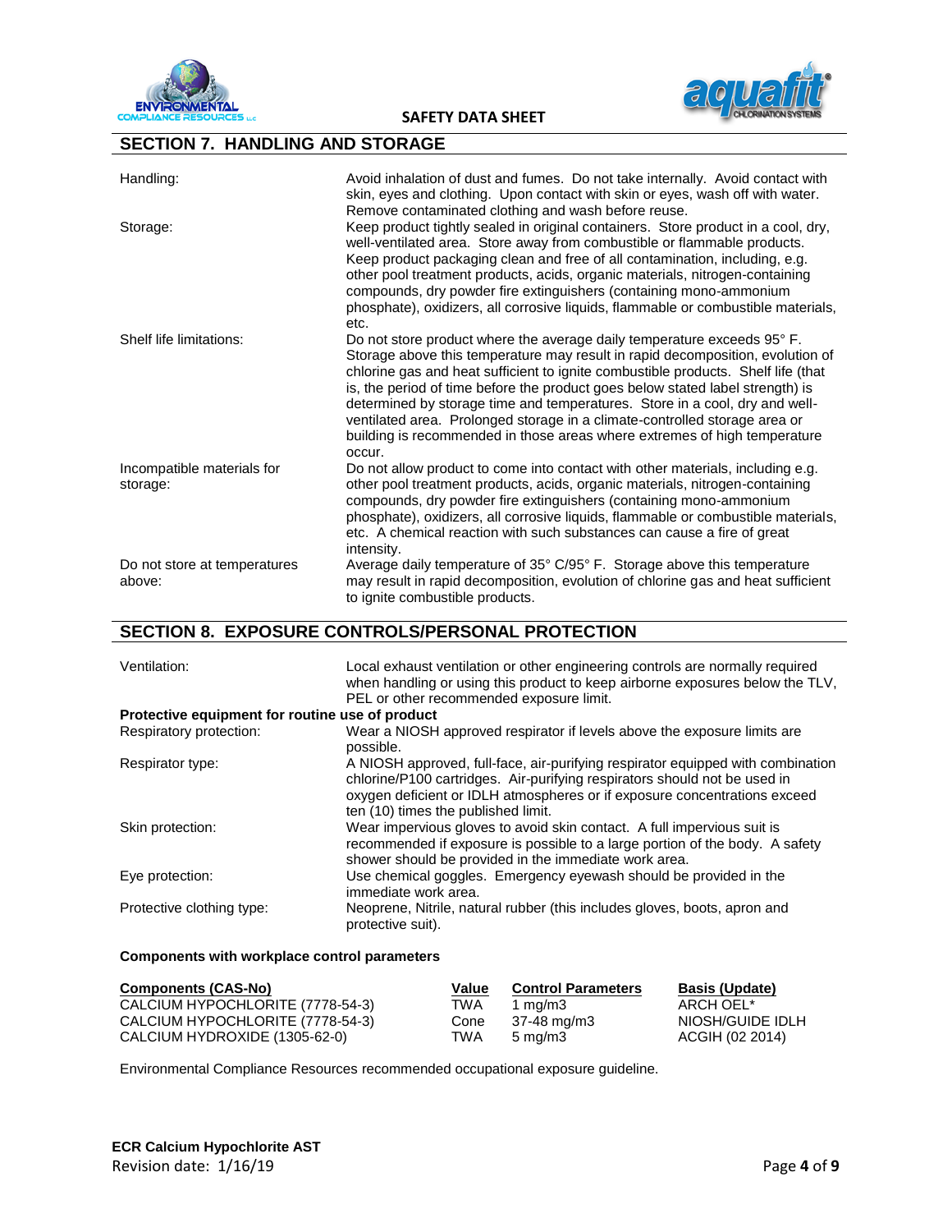## SECTION 7. HANDLING AND STORAGE

| | |
|---|---|
| Handling: | Avoid inhalation of dust and fumes. Do not take internally. Avoid contact with skin, eyes and clothing. Upon contact with skin or eyes, wash off with water. Remove contaminated clothing and wash before reuse. |
| Storage: | Keep product tightly sealed in original containers. Store product in a cool, dry, well-ventilated area. Store away from combustible or flammable products. Keep product packaging clean and free of all contamination, including, e.g. other pool treatment products, acids, organic materials, nitrogen-containing compounds, dry powder fire extinguishers (containing mono-ammonium phosphate), oxidizers, all corrosive liquids, flammable or combustible materials, etc. |
| Shelf life limitations: | Do not store product where the average daily temperature exceeds 95° F. Storage above this temperature may result in rapid decomposition, evolution of chlorine gas and heat sufficient to ignite combustible products. Shelf life (that is, the period of time before the product goes below stated label strength) is determined by storage time and temperatures. Store in a cool, dry and well-ventilated area. Prolonged storage in a climate-controlled storage area or building is recommended in those areas where extremes of high temperature occur. |
| Incompatible materials for storage: | Do not allow product to come into contact with other materials, including e.g. other pool treatment products, acids, organic materials, nitrogen-containing compounds, dry powder fire extinguishers (containing mono-ammonium phosphate), oxidizers, all corrosive liquids, flammable or combustible materials, etc. A chemical reaction with such substances can cause a fire of great intensity. |
| Do not store at temperatures above: | Average daily temperature of 35° C/95° F. Storage above this temperature may result in rapid decomposition, evolution of chlorine gas and heat sufficient to ignite combustible products. |

## SECTION 8. EXPOSURE CONTROLS/PERSONAL PROTECTION

| | |
|---|---|
| Ventilation: | Local exhaust ventilation or other engineering controls are normally required when handling or using this product to keep airborne exposures below the TLV, PEL or other recommended exposure limit. |

**Protective equipment for routine use of product**

| | |
|---|---|
| Respiratory protection: | Wear a NIOSH approved respirator if levels above the exposure limits are possible. |
| Respirator type: | A NIOSH approved, full-face, air-purifying respirator equipped with combination chlorine/P100 cartridges. Air-purifying respirators should not be used in oxygen deficient or IDLH atmospheres or if exposure concentrations exceed ten (10) times the published limit. |
| Skin protection: | Wear impervious gloves to avoid skin contact. A full impervious suit is recommended if exposure is possible to a large portion of the body. A safety shower should be provided in the immediate work area. |
| Eye protection: | Use chemical goggles. Emergency eyewash should be provided in the immediate work area. |
| Protective clothing type: | Neoprene, Nitrile, natural rubber (this includes gloves, boots, apron and protective suit). |

**Components with workplace control parameters**

| Components (CAS-No) | Value | Control Parameters | Basis (Update) |
|---|---|---|---|
| CALCIUM HYPOCHLORITE (7778-54-3) | TWA | 1 mg/m3 | ARCH OEL* |
| CALCIUM HYPOCHLORITE (7778-54-3) | Cone | 37-48 mg/m3 | NIOSH/GUIDE IDLH |
| CALCIUM HYDROXIDE (1305-62-0) | TWA | 5 mg/m3 | ACGIH (02 2014) |

Environmental Compliance Resources recommended occupational exposure guideline.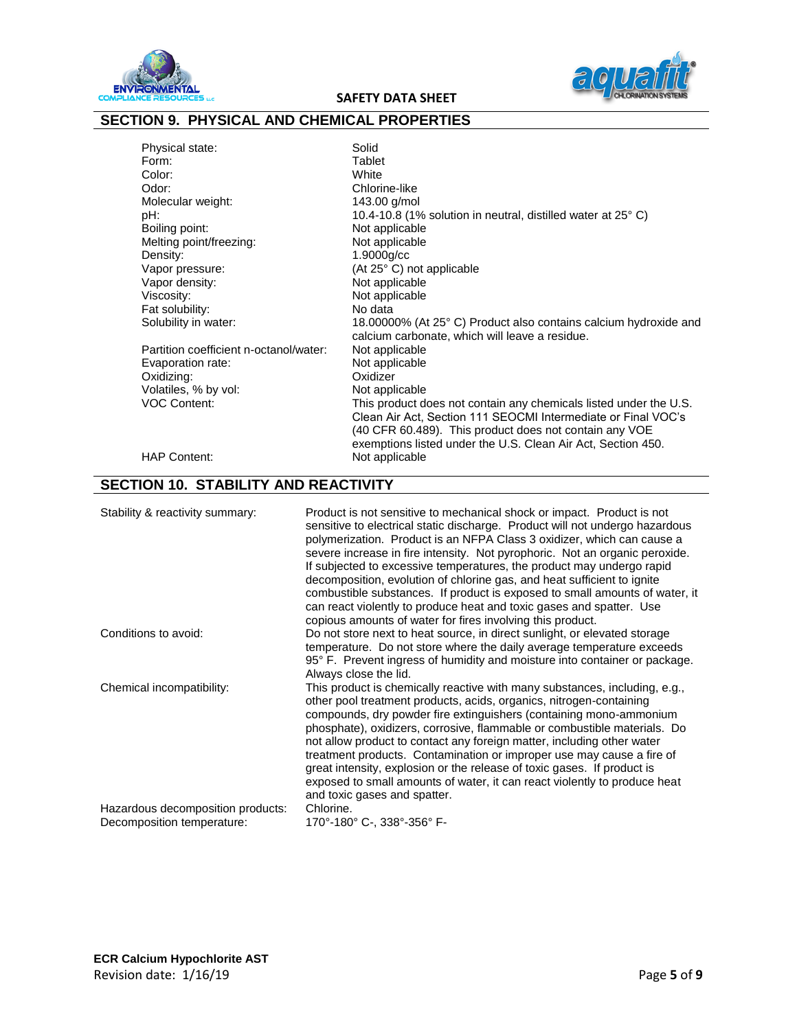## SECTION 9. PHYSICAL AND CHEMICAL PROPERTIES

| | |
|---|---|
| Physical state: | Solid |
| Form: | Tablet |
| Color: | White |
| Odor: | Chlorine-like |
| Molecular weight: | 143.00 g/mol |
| pH: | 10.4-10.8 (1% solution in neutral, distilled water at 25° C) |
| Boiling point: | Not applicable |
| Melting point/freezing: | Not applicable |
| Density: | 1.9000g/cc |
| Vapor pressure: | (At 25° C) not applicable |
| Vapor density: | Not applicable |
| Viscosity: | Not applicable |
| Fat solubility: | No data |
| Solubility in water: | 18.00000% (At 25° C) Product also contains calcium hydroxide and calcium carbonate, which will leave a residue. |
| Partition coefficient n-octanol/water: | Not applicable |
| Evaporation rate: | Not applicable |
| Oxidizing: | Oxidizer |
| Volatiles, % by vol: | Not applicable |
| VOC Content: | This product does not contain any chemicals listed under the U.S. Clean Air Act, Section 111 SEOCMI Intermediate or Final VOC's (40 CFR 60.489). This product does not contain any VOE exemptions listed under the U.S. Clean Air Act, Section 450. |
| HAP Content: | Not applicable |

## SECTION 10. STABILITY AND REACTIVITY

| | |
|---|---|
| Stability & reactivity summary: | Product is not sensitive to mechanical shock or impact. Product is not sensitive to electrical static discharge. Product will not undergo hazardous polymerization. Product is an NFPA Class 3 oxidizer, which can cause a severe increase in fire intensity. Not pyrophoric. Not an organic peroxide. If subjected to excessive temperatures, the product may undergo rapid decomposition, evolution of chlorine gas, and heat sufficient to ignite combustible substances. If product is exposed to small amounts of water, it can react violently to produce heat and toxic gases and spatter. Use copious amounts of water for fires involving this product. |
| Conditions to avoid: | Do not store next to heat source, in direct sunlight, or elevated storage temperature. Do not store where the daily average temperature exceeds 95° F. Prevent ingress of humidity and moisture into container or package. Always close the lid. |
| Chemical incompatibility: | This product is chemically reactive with many substances, including, e.g., other pool treatment products, acids, organics, nitrogen-containing compounds, dry powder fire extinguishers (containing mono-ammonium phosphate), oxidizers, corrosive, flammable or combustible materials. Do not allow product to contact any foreign matter, including other water treatment products. Contamination or improper use may cause a fire of great intensity, explosion or the release of toxic gases. If product is exposed to small amounts of water, it can react violently to produce heat and toxic gases and spatter. |
| Hazardous decomposition products: | Chlorine. |
| Decomposition temperature: | 170°-180° C-, 338°-356° F- |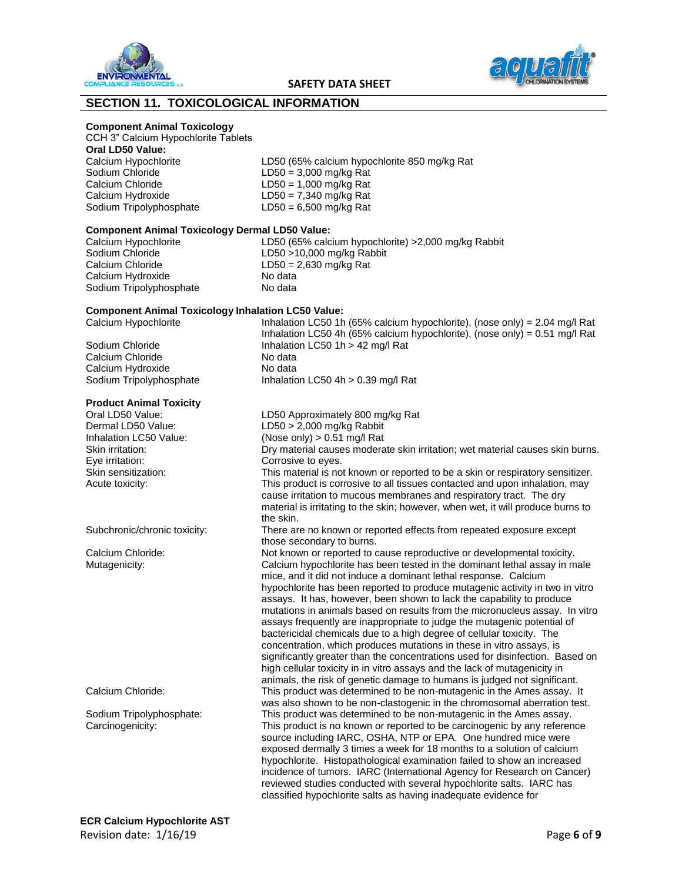## SECTION 11. TOXICOLOGICAL INFORMATION

**Component Animal Toxicology**
CCH 3" Calcium Hypochlorite Tablets
**Oral LD50 Value:**

| | |
|---|---|
| Calcium Hypochlorite | LD50 (65% calcium hypochlorite 850 mg/kg Rat |
| Sodium Chloride | LD50 = 3,000 mg/kg Rat |
| Calcium Chloride | LD50 = 1,000 mg/kg Rat |
| Calcium Hydroxide | LD50 = 7,340 mg/kg Rat |
| Sodium Tripolyphosphate | LD50 = 6,500 mg/kg Rat |

**Component Animal Toxicology Dermal LD50 Value:**

| | |
|---|---|
| Calcium Hypochlorite | LD50 (65% calcium hypochlorite) >2,000 mg/kg Rabbit |
| Sodium Chloride | LD50 >10,000 mg/kg Rabbit |
| Calcium Chloride | LD50 = 2,630 mg/kg Rat |
| Calcium Hydroxide | No data |
| Sodium Tripolyphosphate | No data |

**Component Animal Toxicology Inhalation LC50 Value:**

| | |
|---|---|
| Calcium Hypochlorite | Inhalation LC50 1h (65% calcium hypochlorite), (nose only) = 2.04 mg/l Rat<br>Inhalation LC50 4h (65% calcium hypochlorite), (nose only) = 0.51 mg/l Rat |
| Sodium Chloride | Inhalation LC50 1h > 42 mg/l Rat |
| Calcium Chloride | No data |
| Calcium Hydroxide | No data |
| Sodium Tripolyphosphate | Inhalation LC50 4h > 0.39 mg/l Rat |

**Product Animal Toxicity**

| | |
|---|---|
| Oral LD50 Value: | LD50 Approximately 800 mg/kg Rat |
| Dermal LD50 Value: | LD50 > 2,000 mg/kg Rabbit |
| Inhalation LC50 Value: | (Nose only) > 0.51 mg/l Rat |
| Skin irritation: | Dry material causes moderate skin irritation; wet material causes skin burns. |
| Eye irritation: | Corrosive to eyes. |
| Skin sensitization: | This material is not known or reported to be a skin or respiratory sensitizer. |
| Acute toxicity: | This product is corrosive to all tissues contacted and upon inhalation, may cause irritation to mucous membranes and respiratory tract. The dry material is irritating to the skin; however, when wet, it will produce burns to the skin. |
| Subchronic/chronic toxicity: | There are no known or reported effects from repeated exposure except those secondary to burns. |
| Calcium Chloride: | Not known or reported to cause reproductive or developmental toxicity. |
| Mutagenicity: | Calcium hypochlorite has been tested in the dominant lethal assay in male mice, and it did not induce a dominant lethal response. Calcium hypochlorite has been reported to produce mutagenic activity in two in vitro assays. It has, however, been shown to lack the capability to produce mutations in animals based on results from the micronucleus assay. In vitro assays frequently are inappropriate to judge the mutagenic potential of bactericidal chemicals due to a high degree of cellular toxicity. The concentration, which produces mutations in these in vitro assays, is significantly greater than the concentrations used for disinfection. Based on high cellular toxicity in in vitro assays and the lack of mutagenicity in animals, the risk of genetic damage to humans is judged not significant. |
| Calcium Chloride: | This product was determined to be non-mutagenic in the Ames assay. It was also shown to be non-clastogenic in the chromosomal aberration test. |
| Sodium Tripolyphosphate: | This product was determined to be non-mutagenic in the Ames assay. |
| Carcinogenicity: | This product is no known or reported to be carcinogenic by any reference source including IARC, OSHA, NTP or EPA. One hundred mice were exposed dermally 3 times a week for 18 months to a solution of calcium hypochlorite. Histopathological examination failed to show an increased incidence of tumors. IARC (International Agency for Research on Cancer) reviewed studies conducted with several hypochlorite salts. IARC has classified hypochlorite salts as having inadequate evidence for |

**ECR Calcium Hypochlorite AST**
Revision date: 1/16/19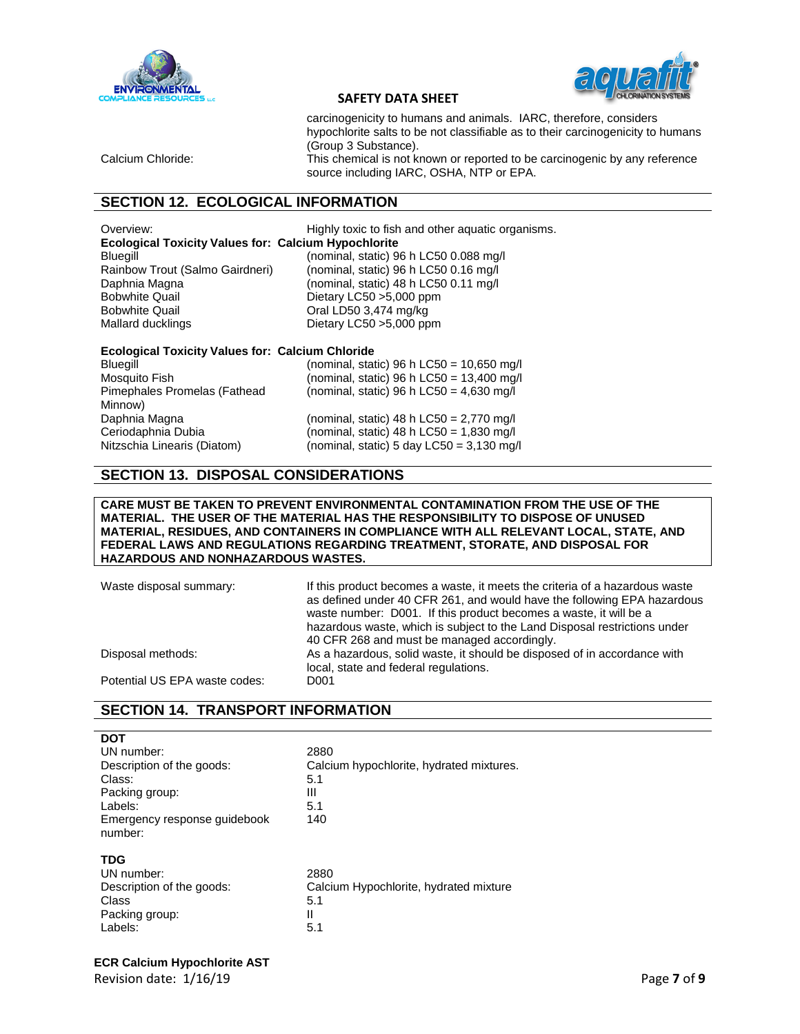carcinogenicity to humans and animals. IARC, therefore, considers hypochlorite salts to be not classifiable as to their carcinogenicity to humans (Group 3 Substance).

Calcium Chloride: This chemical is not known or reported to be carcinogenic by any reference source including IARC, OSHA, NTP or EPA.

## SECTION 12. ECOLOGICAL INFORMATION

Overview: Highly toxic to fish and other aquatic organisms.

**Ecological Toxicity Values for: Calcium Hypochlorite**

| | |
|---|---|
| Bluegill | (nominal, static) 96 h LC50 0.088 mg/l |
| Rainbow Trout (Salmo Gairdneri) | (nominal, static) 96 h LC50 0.16 mg/l |
| Daphnia Magna | (nominal, static) 48 h LC50 0.11 mg/l |
| Bobwhite Quail | Dietary LC50 >5,000 ppm |
| Bobwhite Quail | Oral LD50 3,474 mg/kg |
| Mallard ducklings | Dietary LC50 >5,000 ppm |

**Ecological Toxicity Values for: Calcium Chloride**

| | |
|---|---|
| Bluegill | (nominal, static) 96 h LC50 = 10,650 mg/l |
| Mosquito Fish | (nominal, static) 96 h LC50 = 13,400 mg/l |
| Pimephales Promelas (Fathead Minnow) | (nominal, static) 96 h LC50 = 4,630 mg/l |
| Daphnia Magna | (nominal, static) 48 h LC50 = 2,770 mg/l |
| Ceriodaphnia Dubia | (nominal, static) 48 h LC50 = 1,830 mg/l |
| Nitzschia Linearis (Diatom) | (nominal, static) 5 day LC50 = 3,130 mg/l |

## SECTION 13. DISPOSAL CONSIDERATIONS

**CARE MUST BE TAKEN TO PREVENT ENVIRONMENTAL CONTAMINATION FROM THE USE OF THE MATERIAL. THE USER OF THE MATERIAL HAS THE RESPONSIBILITY TO DISPOSE OF UNUSED MATERIAL, RESIDUES, AND CONTAINERS IN COMPLIANCE WITH ALL RELEVANT LOCAL, STATE, AND FEDERAL LAWS AND REGULATIONS REGARDING TREATMENT, STORATE, AND DISPOSAL FOR HAZARDOUS AND NONHAZARDOUS WASTES.**

| | |
|---|---|
| Waste disposal summary: | If this product becomes a waste, it meets the criteria of a hazardous waste as defined under 40 CFR 261, and would have the following EPA hazardous waste number: D001. If this product becomes a waste, it will be a hazardous waste, which is subject to the Land Disposal restrictions under 40 CFR 268 and must be managed accordingly. |
| Disposal methods: | As a hazardous, solid waste, it should be disposed of in accordance with local, state and federal regulations. |
| Potential US EPA waste codes: | D001 |

## SECTION 14. TRANSPORT INFORMATION

**DOT**

| | |
|---|---|
| UN number: | 2880 |
| Description of the goods: | Calcium hypochlorite, hydrated mixtures. |
| Class: | 5.1 |
| Packing group: | III |
| Labels: | 5.1 |
| Emergency response guidebook number: | 140 |

**TDG**

| | |
|---|---|
| UN number: | 2880 |
| Description of the goods: | Calcium Hypochlorite, hydrated mixture |
| Class | 5.1 |
| Packing group: | II |
| Labels: | 5.1 |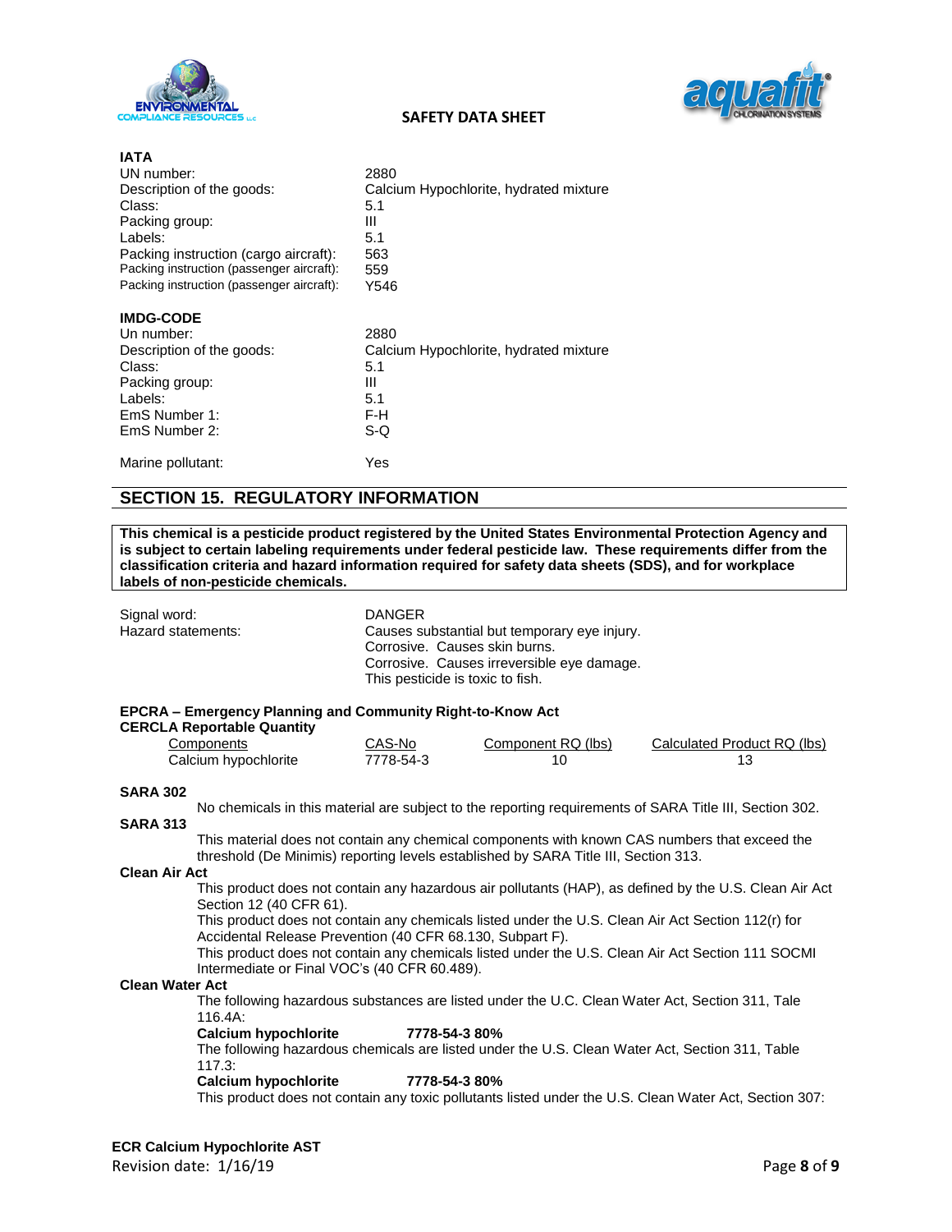### IATA

| | |
|---|---|
| UN number: | 2880 |
| Description of the goods: | Calcium Hypochlorite, hydrated mixture |
| Class: | 5.1 |
| Packing group: | III |
| Labels: | 5.1 |
| Packing instruction (cargo aircraft): | 563 |
| Packing instruction (passenger aircraft): | 559 |
| Packing instruction (passenger aircraft): | Y546 |

### IMDG-CODE

| | |
|---|---|
| Un number: | 2880 |
| Description of the goods: | Calcium Hypochlorite, hydrated mixture |
| Class: | 5.1 |
| Packing group: | III |
| Labels: | 5.1 |
| EmS Number 1: | F-H |
| EmS Number 2: | S-Q |
| Marine pollutant: | Yes |

## SECTION 15. REGULATORY INFORMATION

**This chemical is a pesticide product registered by the United States Environmental Protection Agency and is subject to certain labeling requirements under federal pesticide law. These requirements differ from the classification criteria and hazard information required for safety data sheets (SDS), and for workplace labels of non-pesticide chemicals.**

Signal word: DANGER

Hazard statements:
Causes substantial but temporary eye injury.
Corrosive. Causes skin burns.
Corrosive. Causes irreversible eye damage.
This pesticide is toxic to fish.

**EPCRA – Emergency Planning and Community Right-to-Know Act**
**CERCLA Reportable Quantity**

| Components | CAS-No | Component RQ (lbs) | Calculated Product RQ (lbs) |
|---|---|---|---|
| Calcium hypochlorite | 7778-54-3 | 10 | 13 |

**SARA 302**

No chemicals in this material are subject to the reporting requirements of SARA Title III, Section 302.

**SARA 313**

This material does not contain any chemical components with known CAS numbers that exceed the threshold (De Minimis) reporting levels established by SARA Title III, Section 313.

**Clean Air Act**

This product does not contain any hazardous air pollutants (HAP), as defined by the U.S. Clean Air Act Section 12 (40 CFR 61).
This product does not contain any chemicals listed under the U.S. Clean Air Act Section 112(r) for Accidental Release Prevention (40 CFR 68.130, Subpart F).
This product does not contain any chemicals listed under the U.S. Clean Air Act Section 111 SOCMI Intermediate or Final VOC's (40 CFR 60.489).

**Clean Water Act**

The following hazardous substances are listed under the U.C. Clean Water Act, Section 311, Tale 116.4A:
**Calcium hypochlorite 7778-54-3 80%**
The following hazardous chemicals are listed under the U.S. Clean Water Act, Section 311, Table 117.3:
**Calcium hypochlorite 7778-54-3 80%**
This product does not contain any toxic pollutants listed under the U.S. Clean Water Act, Section 307: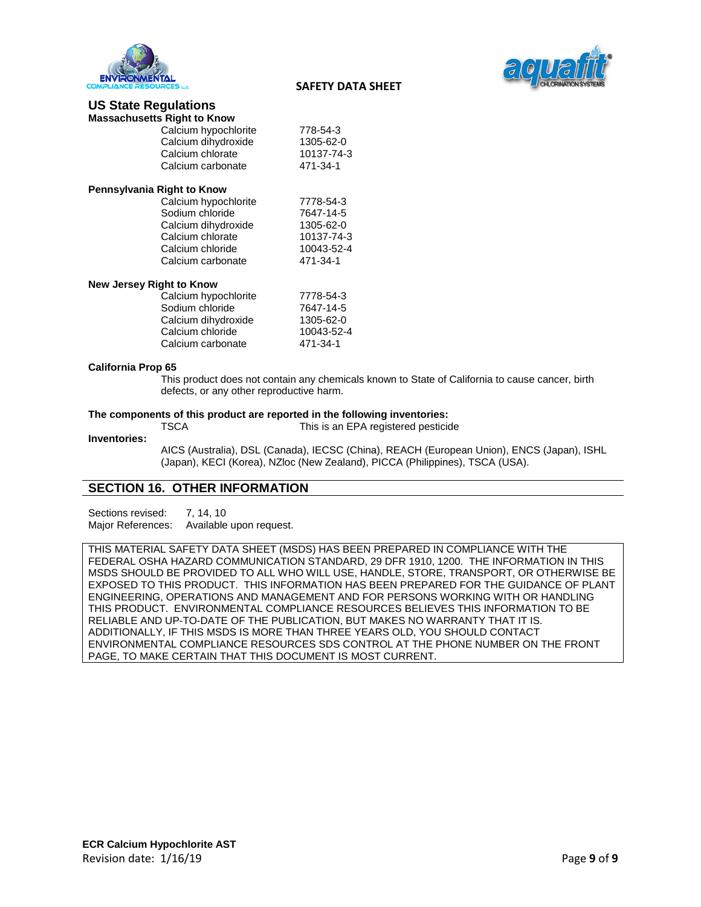## US State Regulations

**Massachusetts Right to Know**

| | |
|---|---|
| Calcium hypochlorite | 778-54-3 |
| Calcium dihydroxide | 1305-62-0 |
| Calcium chlorate | 10137-74-3 |
| Calcium carbonate | 471-34-1 |

**Pennsylvania Right to Know**

| | |
|---|---|
| Calcium hypochlorite | 7778-54-3 |
| Sodium chloride | 7647-14-5 |
| Calcium dihydroxide | 1305-62-0 |
| Calcium chlorate | 10137-74-3 |
| Calcium chloride | 10043-52-4 |
| Calcium carbonate | 471-34-1 |

**New Jersey Right to Know**

| | |
|---|---|
| Calcium hypochlorite | 7778-54-3 |
| Sodium chloride | 7647-14-5 |
| Calcium dihydroxide | 1305-62-0 |
| Calcium chloride | 10043-52-4 |
| Calcium carbonate | 471-34-1 |

**California Prop 65**

This product does not contain any chemicals known to State of California to cause cancer, birth defects, or any other reproductive harm.

**The components of this product are reported in the following inventories:**

TSCA — This is an EPA registered pesticide

**Inventories:**

AICS (Australia), DSL (Canada), IECSC (China), REACH (European Union), ENCS (Japan), ISHL (Japan), KECI (Korea), NZloc (New Zealand), PICCA (Philippines), TSCA (USA).

## SECTION 16. OTHER INFORMATION

Sections revised: 7, 14, 10
Major References: Available upon request.

THIS MATERIAL SAFETY DATA SHEET (MSDS) HAS BEEN PREPARED IN COMPLIANCE WITH THE FEDERAL OSHA HAZARD COMMUNICATION STANDARD, 29 DFR 1910, 1200. THE INFORMATION IN THIS MSDS SHOULD BE PROVIDED TO ALL WHO WILL USE, HANDLE, STORE, TRANSPORT, OR OTHERWISE BE EXPOSED TO THIS PRODUCT. THIS INFORMATION HAS BEEN PREPARED FOR THE GUIDANCE OF PLANT ENGINEERING, OPERATIONS AND MANAGEMENT AND FOR PERSONS WORKING WITH OR HANDLING THIS PRODUCT. ENVIRONMENTAL COMPLIANCE RESOURCES BELIEVES THIS INFORMATION TO BE RELIABLE AND UP-TO-DATE OF THE PUBLICATION, BUT MAKES NO WARRANTY THAT IT IS. ADDITIONALLY, IF THIS MSDS IS MORE THAN THREE YEARS OLD, YOU SHOULD CONTACT ENVIRONMENTAL COMPLIANCE RESOURCES SDS CONTROL AT THE PHONE NUMBER ON THE FRONT PAGE, TO MAKE CERTAIN THAT THIS DOCUMENT IS MOST CURRENT.